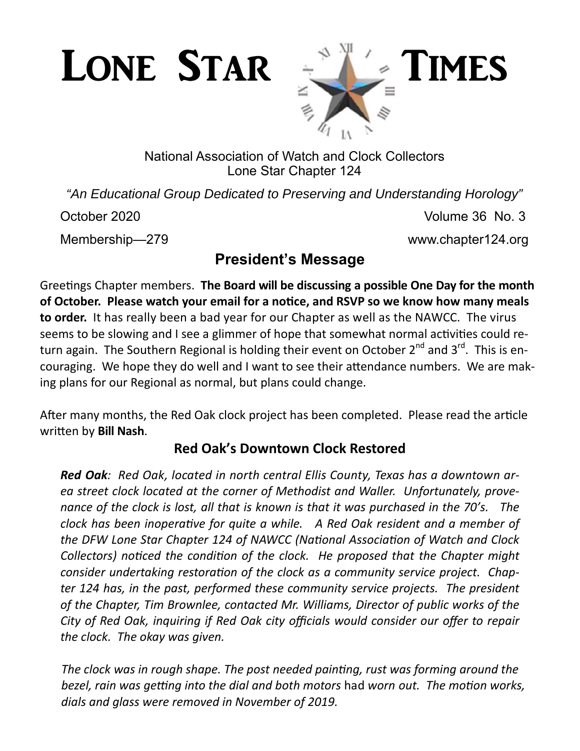# Lone Star Times

National Association of Watch and Clock Collectors
Lone Star Chapter 124

*"An Educational Group Dedicated to Preserving and Understanding Horology"*

October 2020 — Volume 36 No. 3

Membership—279 — www.chapter124.org

## President's Message

Greetings Chapter members. **The Board will be discussing a possible One Day for the month of October. Please watch your email for a notice, and RSVP so we know how many meals to order.** It has really been a bad year for our Chapter as well as the NAWCC. The virus seems to be slowing and I see a glimmer of hope that somewhat normal activities could return again. The Southern Regional is holding their event on October 2nd and 3rd. This is encouraging. We hope they do well and I want to see their attendance numbers. We are making plans for our Regional as normal, but plans could change.

After many months, the Red Oak clock project has been completed. Please read the article written by **Bill Nash**.

### Red Oak's Downtown Clock Restored

***Red Oak****: Red Oak, located in north central Ellis County, Texas has a downtown area street clock located at the corner of Methodist and Waller. Unfortunately, provenance of the clock is lost, all that is known is that it was purchased in the 70's. The clock has been inoperative for quite a while. A Red Oak resident and a member of the DFW Lone Star Chapter 124 of NAWCC (National Association of Watch and Clock Collectors) noticed the condition of the clock. He proposed that the Chapter might consider undertaking restoration of the clock as a community service project. Chapter 124 has, in the past, performed these community service projects. The president of the Chapter, Tim Brownlee, contacted Mr. Williams, Director of public works of the City of Red Oak, inquiring if Red Oak city officials would consider our offer to repair the clock. The okay was given.*

*The clock was in rough shape. The post needed painting, rust was forming around the bezel, rain was getting into the dial and both motors* had *worn out. The motion works, dials and glass were removed in November of 2019.*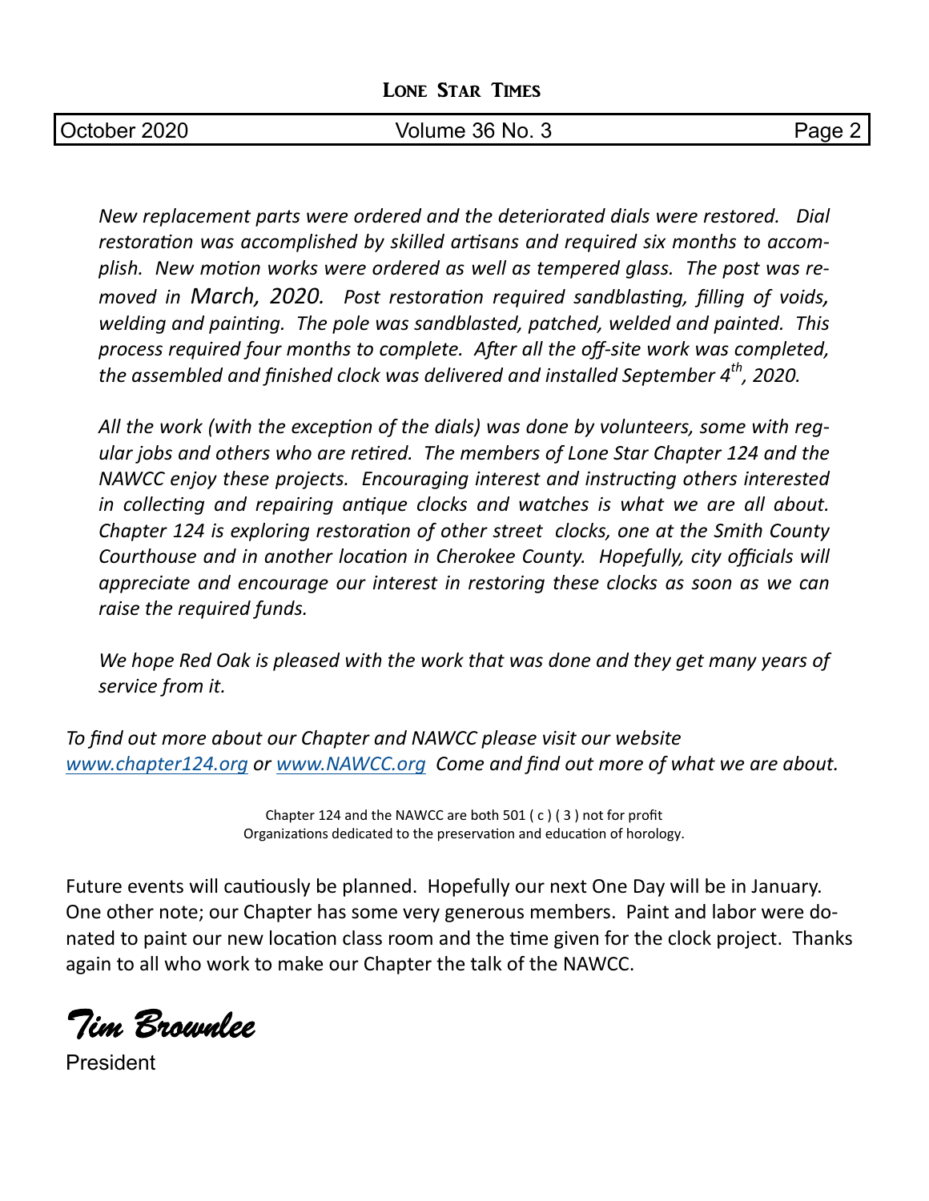*New replacement parts were ordered and the deteriorated dials were restored. Dial restoration was accomplished by skilled artisans and required six months to accomplish. New motion works were ordered as well as tempered glass. The post was removed in March, 2020. Post restoration required sandblasting, filling of voids, welding and painting. The pole was sandblasted, patched, welded and painted. This process required four months to complete. After all the off-site work was completed, the assembled and finished clock was delivered and installed September 4th, 2020.*

*All the work (with the exception of the dials) was done by volunteers, some with regular jobs and others who are retired. The members of Lone Star Chapter 124 and the NAWCC enjoy these projects. Encouraging interest and instructing others interested in collecting and repairing antique clocks and watches is what we are all about. Chapter 124 is exploring restoration of other street clocks, one at the Smith County Courthouse and in another location in Cherokee County. Hopefully, city officials will appreciate and encourage our interest in restoring these clocks as soon as we can raise the required funds.*

*We hope Red Oak is pleased with the work that was done and they get many years of service from it.*

*To find out more about our Chapter and NAWCC please visit our website [www.chapter124.org](http://www.chapter124.org) or [www.NAWCC.org](http://www.NAWCC.org) Come and find out more of what we are about.*

Chapter 124 and the NAWCC are both 501 ( c ) ( 3 ) not for profit Organizations dedicated to the preservation and education of horology.

Future events will cautiously be planned. Hopefully our next One Day will be in January. One other note; our Chapter has some very generous members. Paint and labor were donated to paint our new location class room and the time given for the clock project. Thanks again to all who work to make our Chapter the talk of the NAWCC.

*Tim Brownlee*

President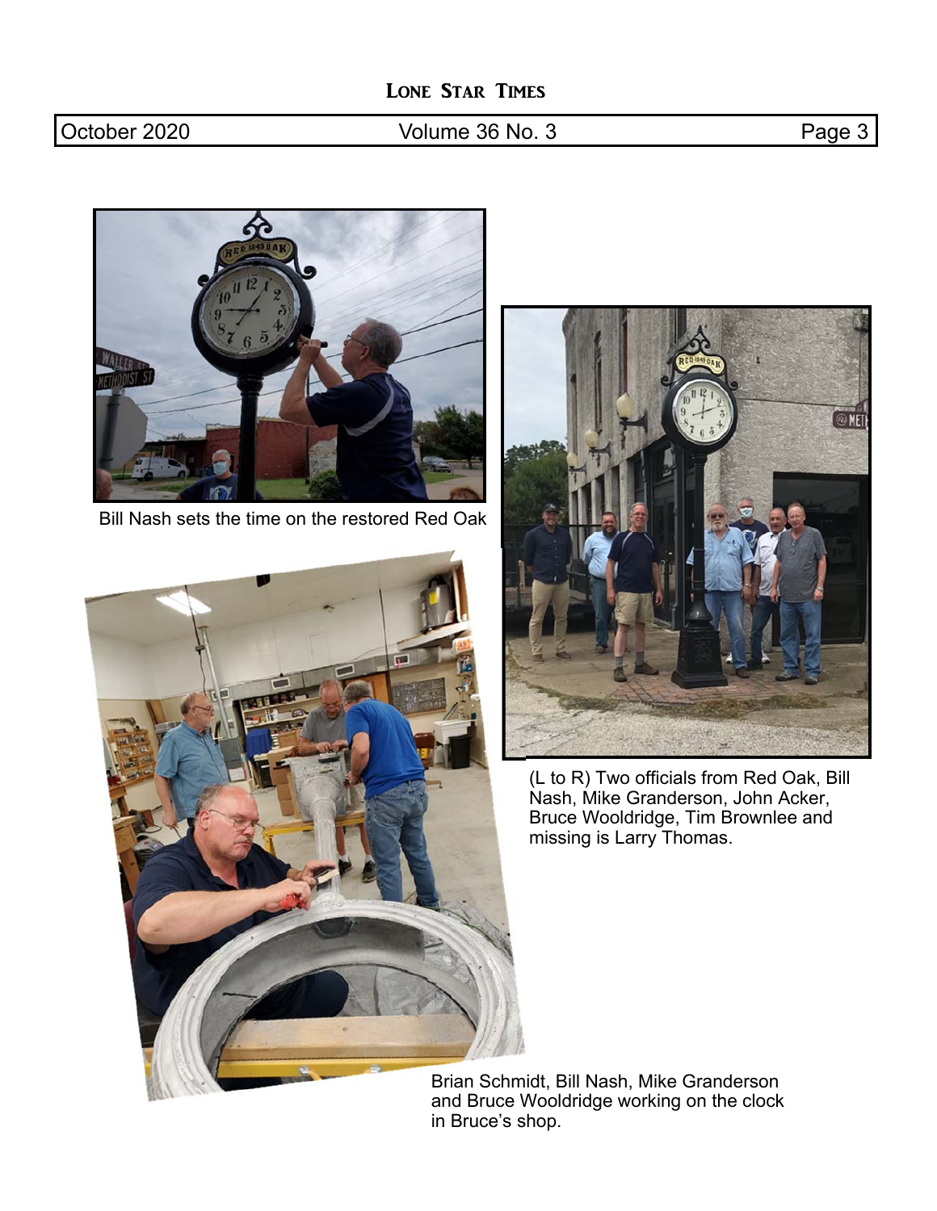Bill Nash sets the time on the restored Red Oak

(L to R) Two officials from Red Oak, Bill Nash, Mike Granderson, John Acker, Bruce Wooldridge, Tim Brownlee and missing is Larry Thomas.

Brian Schmidt, Bill Nash, Mike Granderson and Bruce Wooldridge working on the clock in Bruce's shop.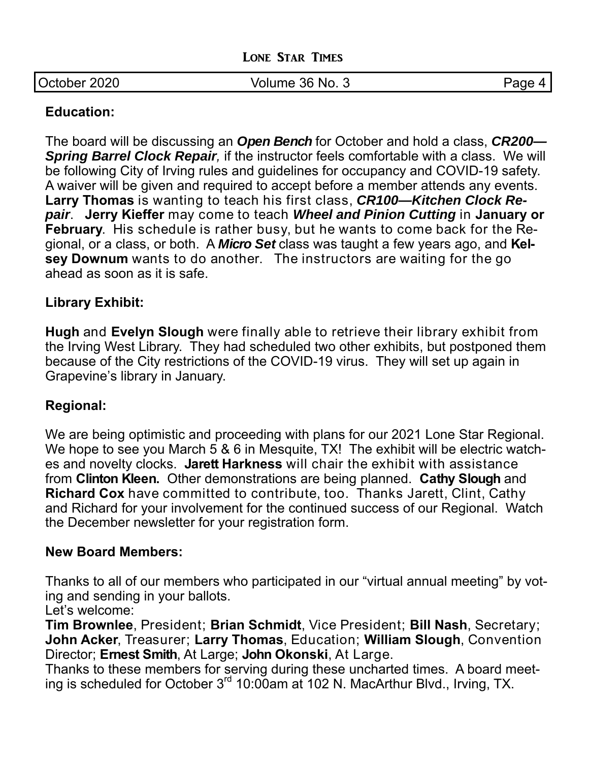## Education:

The board will be discussing an ***Open Bench*** for October and hold a class, ***CR200—Spring Barrel Clock Repair,*** if the instructor feels comfortable with a class. We will be following City of Irving rules and guidelines for occupancy and COVID-19 safety. A waiver will be given and required to accept before a member attends any events. **Larry Thomas** is wanting to teach his first class, ***CR100—Kitchen Clock Repair***. **Jerry Kieffer** may come to teach ***Wheel and Pinion Cutting*** in **January or February**. His schedule is rather busy, but he wants to come back for the Regional, or a class, or both. A ***Micro Set*** class was taught a few years ago, and **Kelsey Downum** wants to do another. The instructors are waiting for the go ahead as soon as it is safe.

## Library Exhibit:

**Hugh** and **Evelyn Slough** were finally able to retrieve their library exhibit from the Irving West Library. They had scheduled two other exhibits, but postponed them because of the City restrictions of the COVID-19 virus. They will set up again in Grapevine's library in January.

## Regional:

We are being optimistic and proceeding with plans for our 2021 Lone Star Regional. We hope to see you March 5 & 6 in Mesquite, TX! The exhibit will be electric watches and novelty clocks. **Jarett Harkness** will chair the exhibit with assistance from **Clinton Kleen.** Other demonstrations are being planned. **Cathy Slough** and **Richard Cox** have committed to contribute, too. Thanks Jarett, Clint, Cathy and Richard for your involvement for the continued success of our Regional. Watch the December newsletter for your registration form.

## New Board Members:

Thanks to all of our members who participated in our "virtual annual meeting" by voting and sending in your ballots.

Let's welcome:

**Tim Brownlee**, President; **Brian Schmidt**, Vice President; **Bill Nash**, Secretary; **John Acker**, Treasurer; **Larry Thomas**, Education; **William Slough**, Convention Director; **Ernest Smith**, At Large; **John Okonski**, At Large.

Thanks to these members for serving during these uncharted times. A board meeting is scheduled for October 3rd 10:00am at 102 N. MacArthur Blvd., Irving, TX.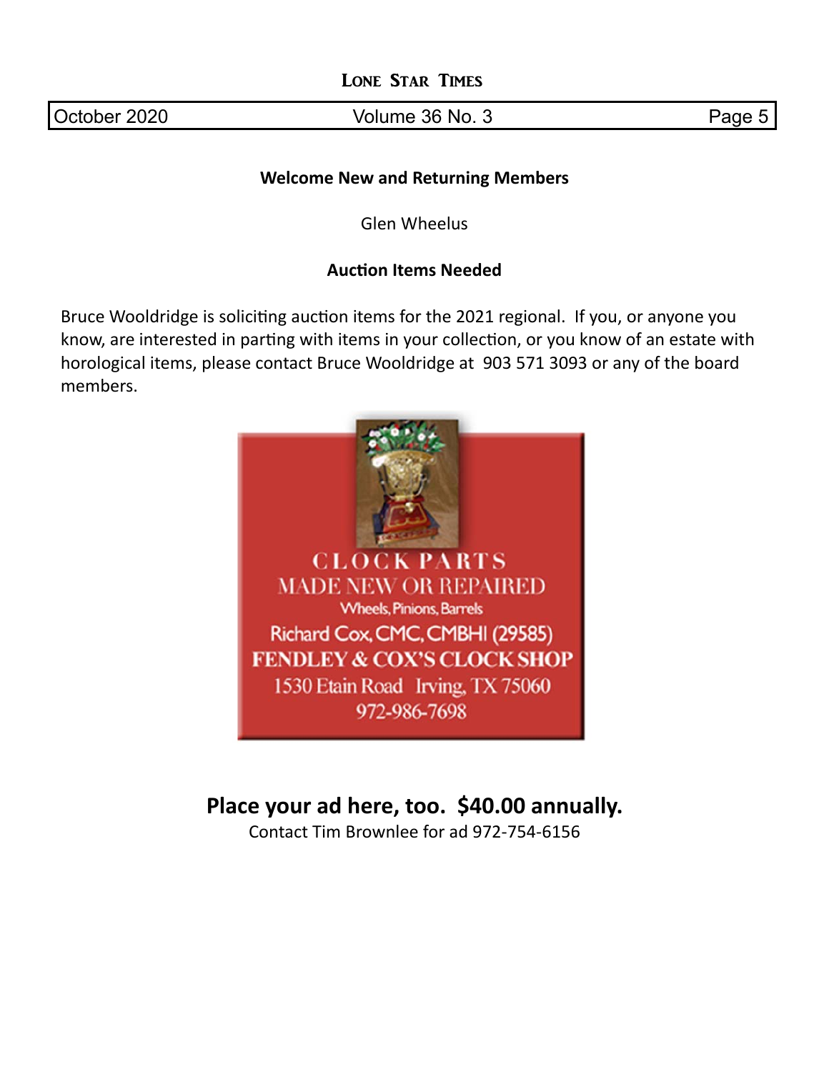### Welcome New and Returning Members

Glen Wheelus

### Auction Items Needed

Bruce Wooldridge is soliciting auction items for the 2021 regional. If you, or anyone you know, are interested in parting with items in your collection, or you know of an estate with horological items, please contact Bruce Wooldridge at 903 571 3093 or any of the board members.

CLOCK PARTS
MADE NEW OR REPAIRED
Wheels, Pinions, Barrels
Richard Cox, CMC, CMBHI (29585)
FENDLEY & COX'S CLOCK SHOP
1530 Etain Road Irving, TX 75060
972-986-7698

**Place your ad here, too. $40.00 annually.**

Contact Tim Brownlee for ad 972-754-6156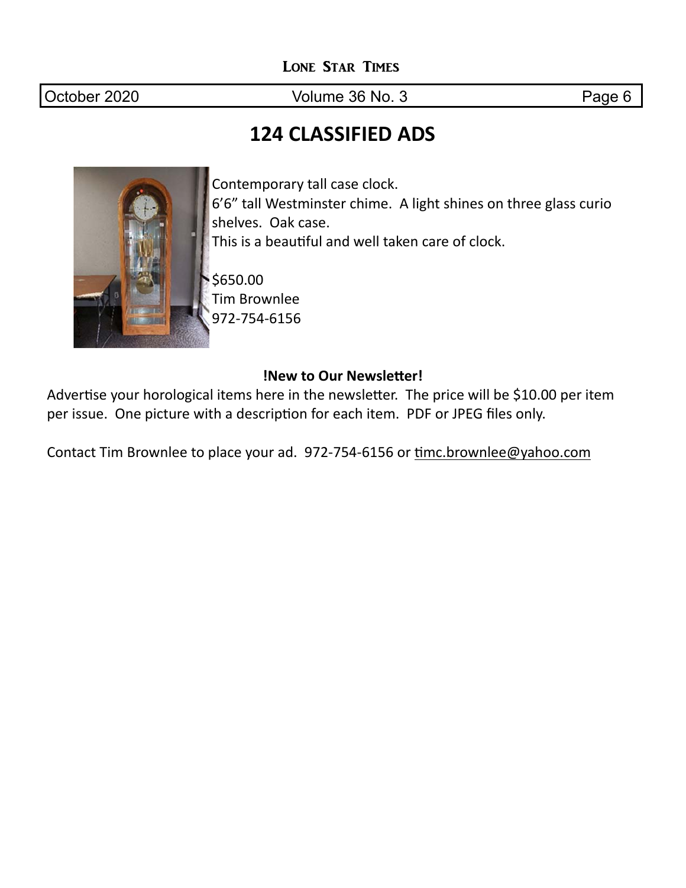# 124 CLASSIFIED ADS

Contemporary tall case clock.
6'6" tall Westminster chime. A light shines on three glass curio shelves. Oak case.
This is a beautiful and well taken care of clock.

$650.00
Tim Brownlee
972-754-6156

**!New to Our Newsletter!**

Advertise your horological items here in the newsletter. The price will be $10.00 per item per issue. One picture with a description for each item. PDF or JPEG files only.

Contact Tim Brownlee to place your ad. 972-754-6156 or timc.brownlee@yahoo.com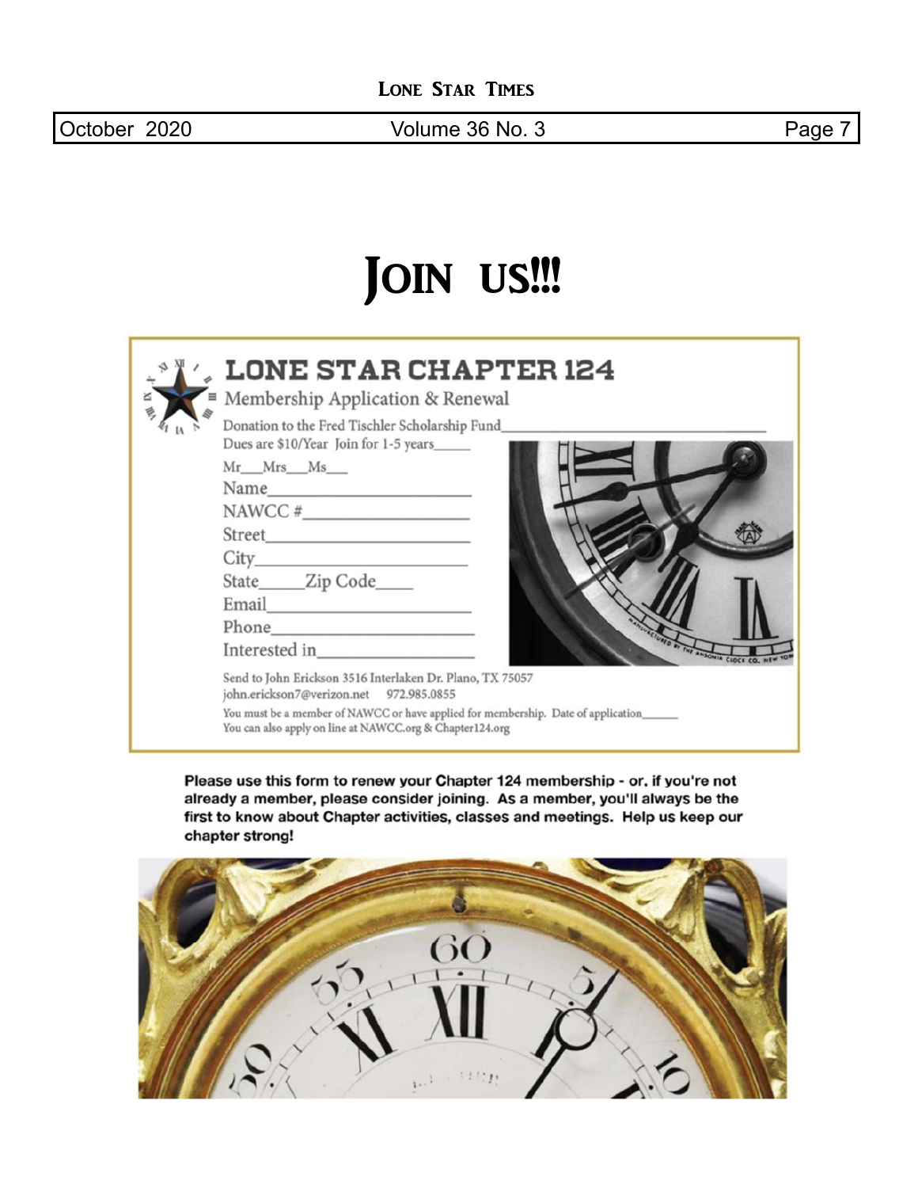# JOIN US!!!

## LONE STAR CHAPTER 124

Membership Application & Renewal

Donation to the Fred Tischler Scholarship Fund________________________________

Dues are $10/Year Join for 1-5 years_____

Mr___Mrs___Ms___

Name______________________

NAWCC #__________________

Street______________________

City_______________________

State_____Zip Code____

Email______________________

Phone______________________

Interested in_________________

Send to John Erickson 3516 Interlaken Dr. Plano, TX 75057
john.erickson7@verizon.net 972.985.0855

You must be a member of NAWCC or have applied for membership. Date of application______
You can also apply on line at NAWCC.org & Chapter124.org

**Please use this form to renew your Chapter 124 membership - or, if you're not already a member, please consider joining. As a member, you'll always be the first to know about Chapter activities, classes and meetings. Help us keep our chapter strong!**